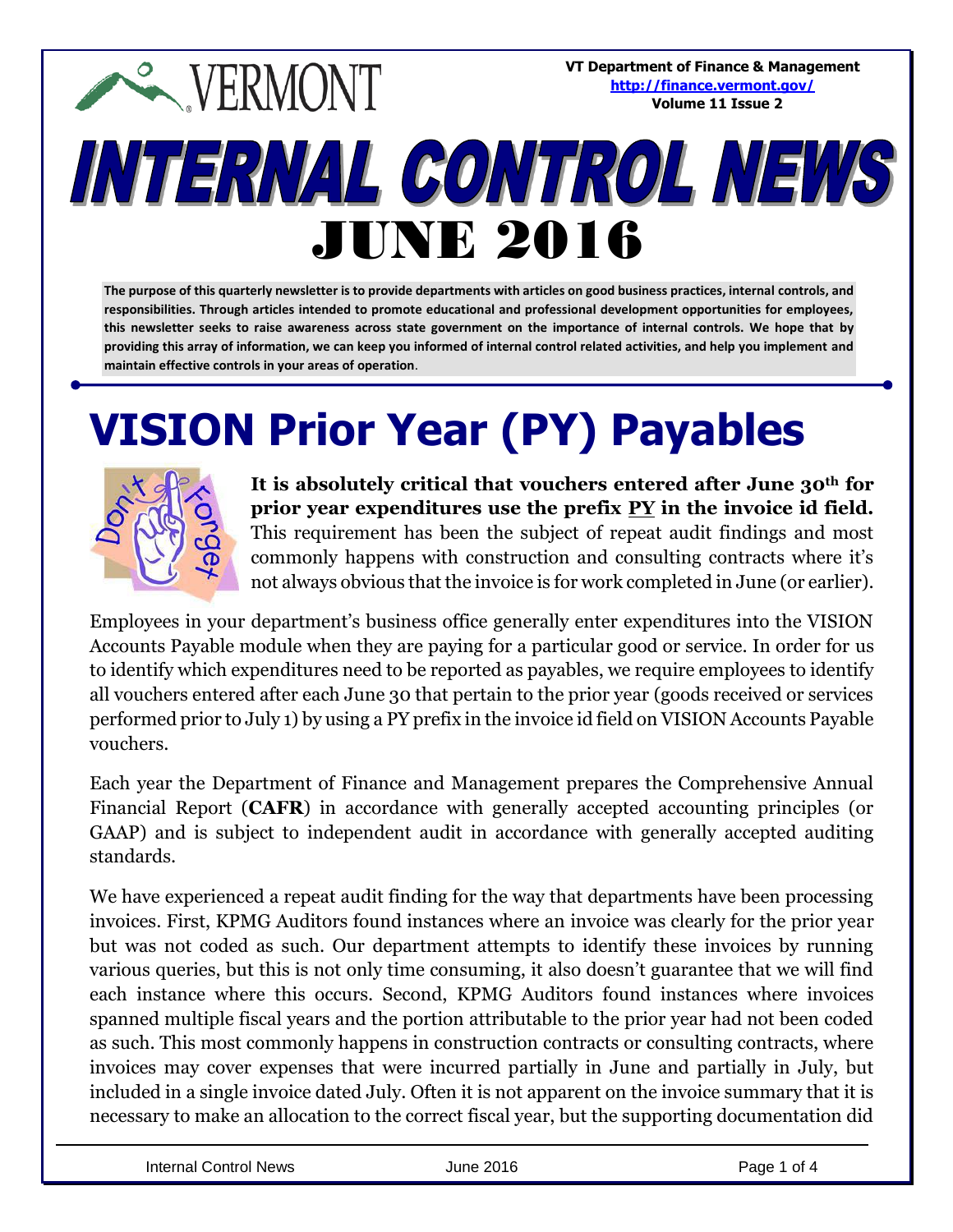VT Department of Finance & Management
http://finance.vermont.gov/
Volume 11 Issue 2

# INTERNAL CONTROL NEWS

# JUNE 2016

**The purpose of this quarterly newsletter is to provide departments with articles on good business practices, internal controls, and responsibilities. Through articles intended to promote educational and professional development opportunities for employees, this newsletter seeks to raise awareness across state government on the importance of internal controls. We hope that by providing this array of information, we can keep you informed of internal control related activities, and help you implement and maintain effective controls in your areas of operation**.

## VISION Prior Year (PY) Payables

**It is absolutely critical that vouchers entered after June 30th for prior year expenditures use the prefix PY in the invoice id field.** This requirement has been the subject of repeat audit findings and most commonly happens with construction and consulting contracts where it's not always obvious that the invoice is for work completed in June (or earlier).

Employees in your department's business office generally enter expenditures into the VISION Accounts Payable module when they are paying for a particular good or service. In order for us to identify which expenditures need to be reported as payables, we require employees to identify all vouchers entered after each June 30 that pertain to the prior year (goods received or services performed prior to July 1) by using a PY prefix in the invoice id field on VISION Accounts Payable vouchers.

Each year the Department of Finance and Management prepares the Comprehensive Annual Financial Report (**CAFR**) in accordance with generally accepted accounting principles (or GAAP) and is subject to independent audit in accordance with generally accepted auditing standards.

We have experienced a repeat audit finding for the way that departments have been processing invoices. First, KPMG Auditors found instances where an invoice was clearly for the prior year but was not coded as such. Our department attempts to identify these invoices by running various queries, but this is not only time consuming, it also doesn't guarantee that we will find each instance where this occurs. Second, KPMG Auditors found instances where invoices spanned multiple fiscal years and the portion attributable to the prior year had not been coded as such. This most commonly happens in construction contracts or consulting contracts, where invoices may cover expenses that were incurred partially in June and partially in July, but included in a single invoice dated July. Often it is not apparent on the invoice summary that it is necessary to make an allocation to the correct fiscal year, but the supporting documentation did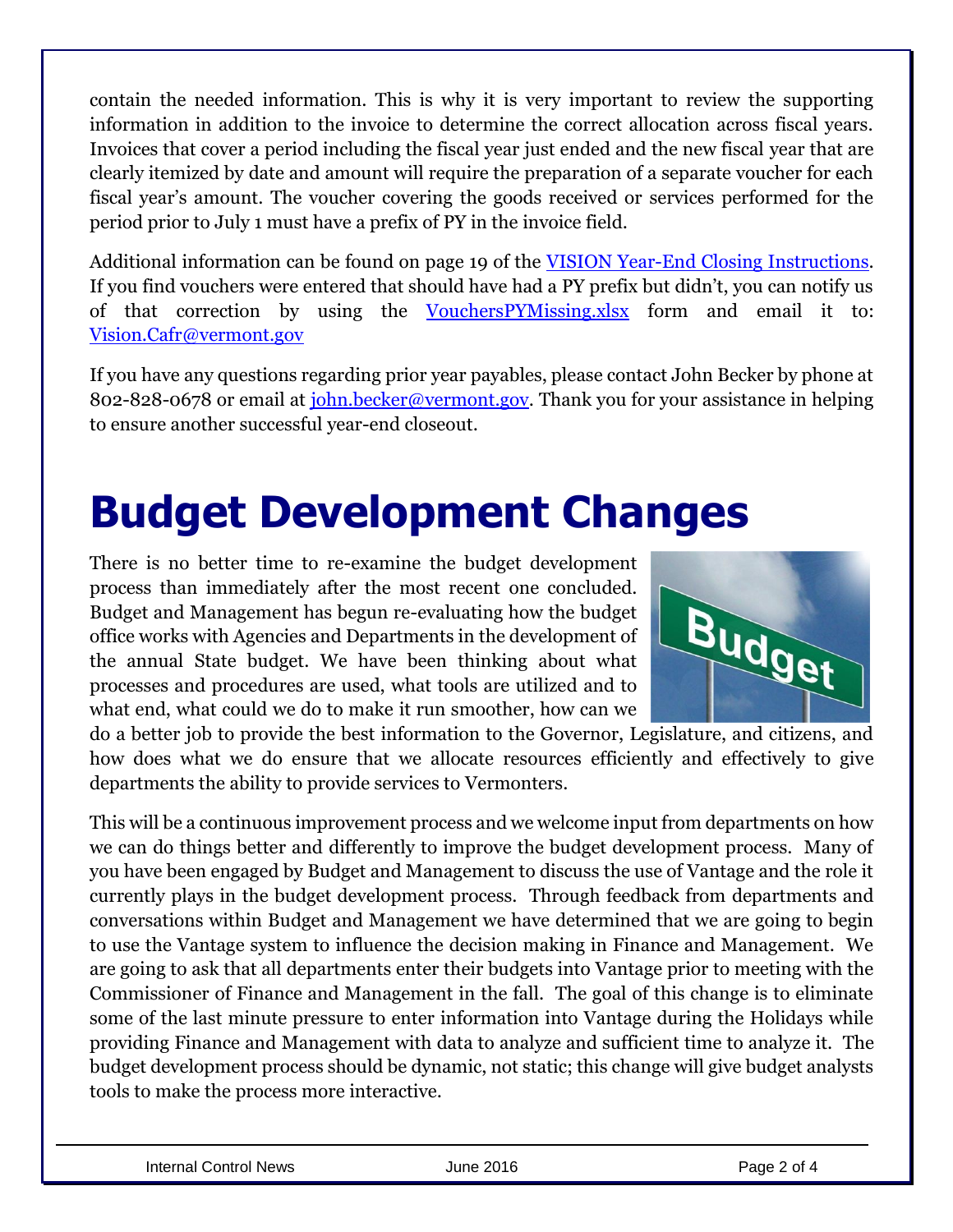contain the needed information. This is why it is very important to review the supporting information in addition to the invoice to determine the correct allocation across fiscal years. Invoices that cover a period including the fiscal year just ended and the new fiscal year that are clearly itemized by date and amount will require the preparation of a separate voucher for each fiscal year's amount. The voucher covering the goods received or services performed for the period prior to July 1 must have a prefix of PY in the invoice field.

Additional information can be found on page 19 of the VISION Year-End Closing Instructions. If you find vouchers were entered that should have had a PY prefix but didn't, you can notify us of that correction by using the VouchersPYMissing.xlsx form and email it to: Vision.Cafr@vermont.gov

If you have any questions regarding prior year payables, please contact John Becker by phone at 802-828-0678 or email at john.becker@vermont.gov. Thank you for your assistance in helping to ensure another successful year-end closeout.

# Budget Development Changes

There is no better time to re-examine the budget development process than immediately after the most recent one concluded. Budget and Management has begun re-evaluating how the budget office works with Agencies and Departments in the development of the annual State budget. We have been thinking about what processes and procedures are used, what tools are utilized and to what end, what could we do to make it run smoother, how can we do a better job to provide the best information to the Governor, Legislature, and citizens, and how does what we do ensure that we allocate resources efficiently and effectively to give departments the ability to provide services to Vermonters.

This will be a continuous improvement process and we welcome input from departments on how we can do things better and differently to improve the budget development process. Many of you have been engaged by Budget and Management to discuss the use of Vantage and the role it currently plays in the budget development process. Through feedback from departments and conversations within Budget and Management we have determined that we are going to begin to use the Vantage system to influence the decision making in Finance and Management. We are going to ask that all departments enter their budgets into Vantage prior to meeting with the Commissioner of Finance and Management in the fall. The goal of this change is to eliminate some of the last minute pressure to enter information into Vantage during the Holidays while providing Finance and Management with data to analyze and sufficient time to analyze it. The budget development process should be dynamic, not static; this change will give budget analysts tools to make the process more interactive.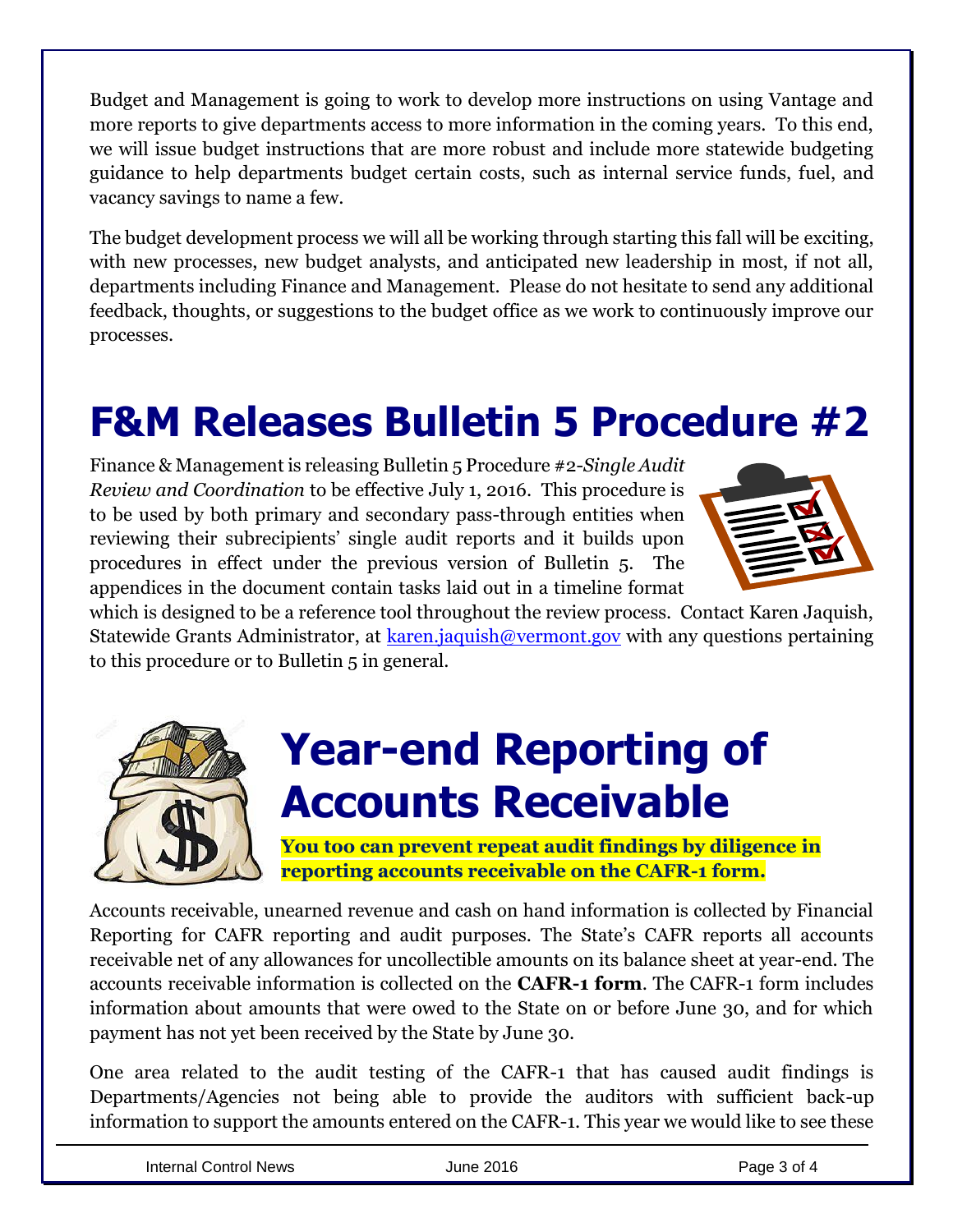Budget and Management is going to work to develop more instructions on using Vantage and more reports to give departments access to more information in the coming years. To this end, we will issue budget instructions that are more robust and include more statewide budgeting guidance to help departments budget certain costs, such as internal service funds, fuel, and vacancy savings to name a few.

The budget development process we will all be working through starting this fall will be exciting, with new processes, new budget analysts, and anticipated new leadership in most, if not all, departments including Finance and Management. Please do not hesitate to send any additional feedback, thoughts, or suggestions to the budget office as we work to continuously improve our processes.

# F&M Releases Bulletin 5 Procedure #2

Finance & Management is releasing Bulletin 5 Procedure #2-*Single Audit Review and Coordination* to be effective July 1, 2016. This procedure is to be used by both primary and secondary pass-through entities when reviewing their subrecipients' single audit reports and it builds upon procedures in effect under the previous version of Bulletin 5. The appendices in the document contain tasks laid out in a timeline format which is designed to be a reference tool throughout the review process. Contact Karen Jaquish, Statewide Grants Administrator, at [karen.jaquish@vermont.gov](mailto:karen.jaquish@vermont.gov) with any questions pertaining to this procedure or to Bulletin 5 in general.

# Year-end Reporting of Accounts Receivable

**You too can prevent repeat audit findings by diligence in reporting accounts receivable on the CAFR-1 form.**

Accounts receivable, unearned revenue and cash on hand information is collected by Financial Reporting for CAFR reporting and audit purposes. The State's CAFR reports all accounts receivable net of any allowances for uncollectible amounts on its balance sheet at year-end. The accounts receivable information is collected on the **CAFR-1 form**. The CAFR-1 form includes information about amounts that were owed to the State on or before June 30, and for which payment has not yet been received by the State by June 30.

One area related to the audit testing of the CAFR-1 that has caused audit findings is Departments/Agencies not being able to provide the auditors with sufficient back-up information to support the amounts entered on the CAFR-1. This year we would like to see these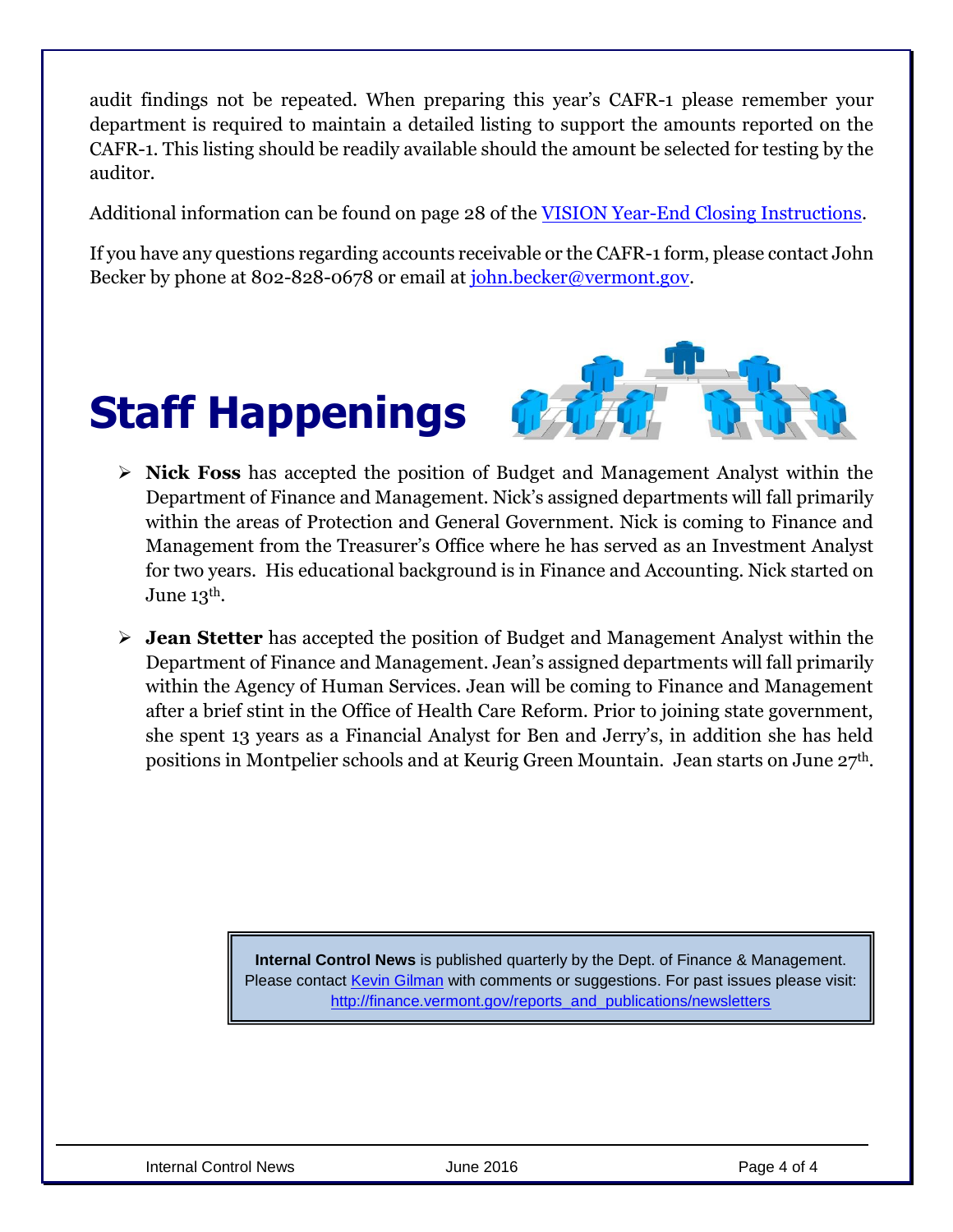audit findings not be repeated. When preparing this year's CAFR-1 please remember your department is required to maintain a detailed listing to support the amounts reported on the CAFR-1. This listing should be readily available should the amount be selected for testing by the auditor.

Additional information can be found on page 28 of the [VISION Year-End Closing Instructions](VISION Year-End Closing Instructions).

If you have any questions regarding accounts receivable or the CAFR-1 form, please contact John Becker by phone at 802-828-0678 or email at john.becker@vermont.gov.

# Staff Happenings

- **Nick Foss** has accepted the position of Budget and Management Analyst within the Department of Finance and Management. Nick's assigned departments will fall primarily within the areas of Protection and General Government. Nick is coming to Finance and Management from the Treasurer's Office where he has served as an Investment Analyst for two years. His educational background is in Finance and Accounting. Nick started on June 13th.

- **Jean Stetter** has accepted the position of Budget and Management Analyst within the Department of Finance and Management. Jean's assigned departments will fall primarily within the Agency of Human Services. Jean will be coming to Finance and Management after a brief stint in the Office of Health Care Reform. Prior to joining state government, she spent 13 years as a Financial Analyst for Ben and Jerry's, in addition she has held positions in Montpelier schools and at Keurig Green Mountain. Jean starts on June 27th.

**Internal Control News** is published quarterly by the Dept. of Finance & Management. Please contact Kevin Gilman with comments or suggestions. For past issues please visit: http://finance.vermont.gov/reports_and_publications/newsletters